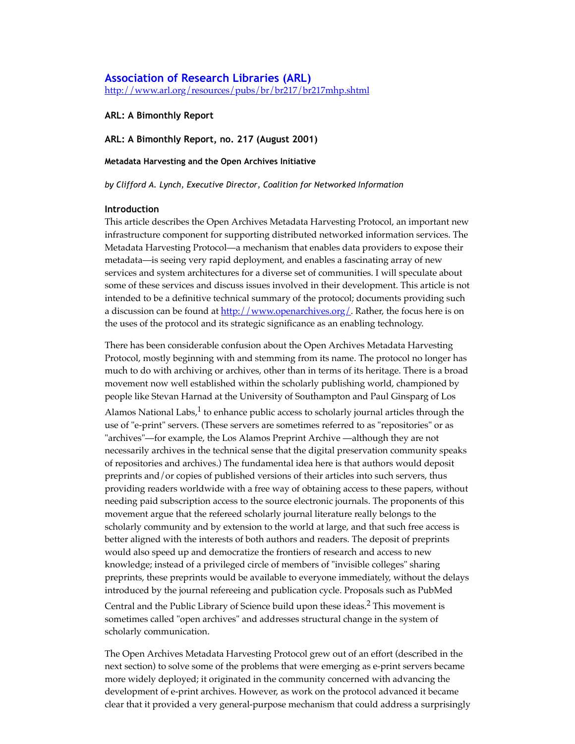# Association of Research Libraries (ARL)

http://www.arl.org/resources/pubs/br/br217/br217mhp.shtml

**ARL: A Bimonthly Report**

**ARL: A Bimonthly Report, no. 217 (August 2001)**

**Metadata Harvesting and the Open Archives Initiative**

*by Clifford A. Lynch, Executive Director, Coalition for Networked Information*

## Introduction

This article describes the Open Archives Metadata Harvesting Protocol, an important new infrastructure component for supporting distributed networked information services. The Metadata Harvesting Protocol—a mechanism that enables data providers to expose their metadata—is seeing very rapid deployment, and enables a fascinating array of new services and system architectures for a diverse set of communities. I will speculate about some of these services and discuss issues involved in their development. This article is not intended to be a definitive technical summary of the protocol; documents providing such a discussion can be found at http://www.openarchives.org/. Rather, the focus here is on the uses of the protocol and its strategic significance as an enabling technology.

There has been considerable confusion about the Open Archives Metadata Harvesting Protocol, mostly beginning with and stemming from its name. The protocol no longer has much to do with archiving or archives, other than in terms of its heritage. There is a broad movement now well established within the scholarly publishing world, championed by people like Stevan Harnad at the University of Southampton and Paul Ginsparg of Los Alamos National Labs,[1] to enhance public access to scholarly journal articles through the use of "e-print" servers. (These servers are sometimes referred to as "repositories" or as "archives"—for example, the Los Alamos Preprint Archive —although they are not necessarily archives in the technical sense that the digital preservation community speaks of repositories and archives.) The fundamental idea here is that authors would deposit preprints and/or copies of published versions of their articles into such servers, thus providing readers worldwide with a free way of obtaining access to these papers, without needing paid subscription access to the source electronic journals. The proponents of this movement argue that the refereed scholarly journal literature really belongs to the scholarly community and by extension to the world at large, and that such free access is better aligned with the interests of both authors and readers. The deposit of preprints would also speed up and democratize the frontiers of research and access to new knowledge; instead of a privileged circle of members of "invisible colleges" sharing preprints, these preprints would be available to everyone immediately, without the delays introduced by the journal refereeing and publication cycle. Proposals such as PubMed Central and the Public Library of Science build upon these ideas.[2] This movement is sometimes called "open archives" and addresses structural change in the system of scholarly communication.

The Open Archives Metadata Harvesting Protocol grew out of an effort (described in the next section) to solve some of the problems that were emerging as e-print servers became more widely deployed; it originated in the community concerned with advancing the development of e-print archives. However, as work on the protocol advanced it became clear that it provided a very general-purpose mechanism that could address a surprisingly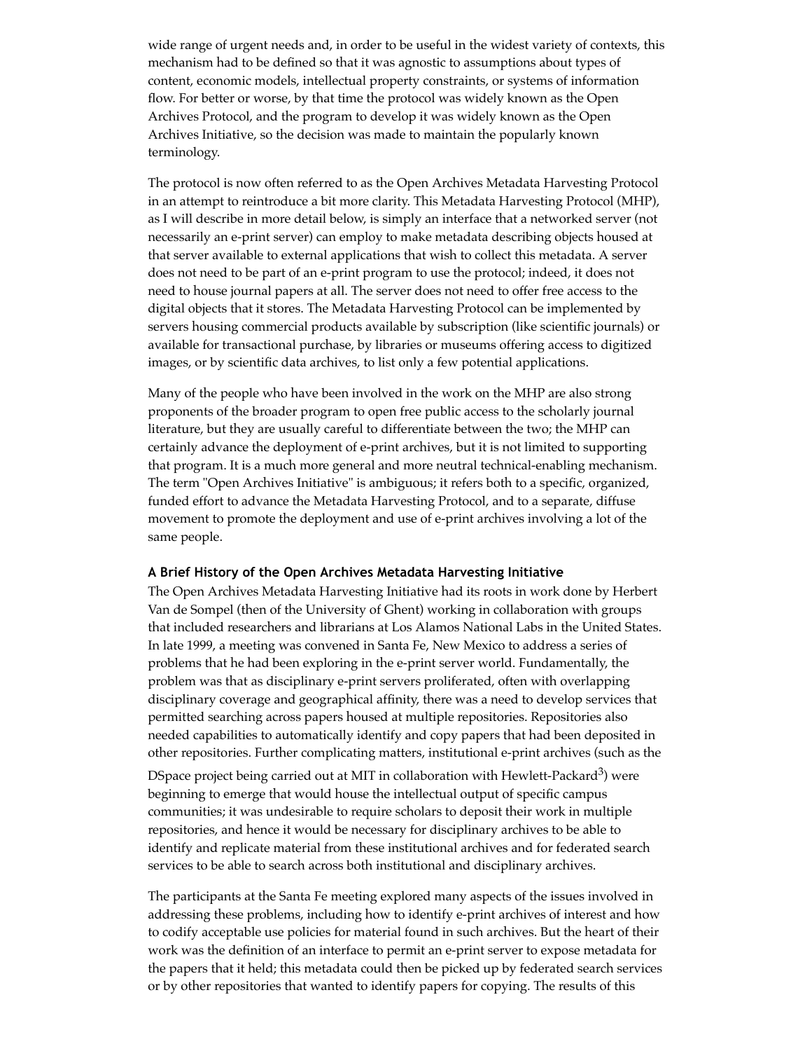wide range of urgent needs and, in order to be useful in the widest variety of contexts, this mechanism had to be defined so that it was agnostic to assumptions about types of content, economic models, intellectual property constraints, or systems of information flow. For better or worse, by that time the protocol was widely known as the Open Archives Protocol, and the program to develop it was widely known as the Open Archives Initiative, so the decision was made to maintain the popularly known terminology.

The protocol is now often referred to as the Open Archives Metadata Harvesting Protocol in an attempt to reintroduce a bit more clarity. This Metadata Harvesting Protocol (MHP), as I will describe in more detail below, is simply an interface that a networked server (not necessarily an e-print server) can employ to make metadata describing objects housed at that server available to external applications that wish to collect this metadata. A server does not need to be part of an e-print program to use the protocol; indeed, it does not need to house journal papers at all. The server does not need to offer free access to the digital objects that it stores. The Metadata Harvesting Protocol can be implemented by servers housing commercial products available by subscription (like scientific journals) or available for transactional purchase, by libraries or museums offering access to digitized images, or by scientific data archives, to list only a few potential applications.

Many of the people who have been involved in the work on the MHP are also strong proponents of the broader program to open free public access to the scholarly journal literature, but they are usually careful to differentiate between the two; the MHP can certainly advance the deployment of e-print archives, but it is not limited to supporting that program. It is a much more general and more neutral technical-enabling mechanism. The term "Open Archives Initiative" is ambiguous; it refers both to a specific, organized, funded effort to advance the Metadata Harvesting Protocol, and to a separate, diffuse movement to promote the deployment and use of e-print archives involving a lot of the same people.

**A Brief History of the Open Archives Metadata Harvesting Initiative**

The Open Archives Metadata Harvesting Initiative had its roots in work done by Herbert Van de Sompel (then of the University of Ghent) working in collaboration with groups that included researchers and librarians at Los Alamos National Labs in the United States. In late 1999, a meeting was convened in Santa Fe, New Mexico to address a series of problems that he had been exploring in the e-print server world. Fundamentally, the problem was that as disciplinary e-print servers proliferated, often with overlapping disciplinary coverage and geographical affinity, there was a need to develop services that permitted searching across papers housed at multiple repositories. Repositories also needed capabilities to automatically identify and copy papers that had been deposited in other repositories. Further complicating matters, institutional e-print archives (such as the DSpace project being carried out at MIT in collaboration with Hewlett-Packard[3]) were beginning to emerge that would house the intellectual output of specific campus communities; it was undesirable to require scholars to deposit their work in multiple repositories, and hence it would be necessary for disciplinary archives to be able to identify and replicate material from these institutional archives and for federated search services to be able to search across both institutional and disciplinary archives.

The participants at the Santa Fe meeting explored many aspects of the issues involved in addressing these problems, including how to identify e-print archives of interest and how to codify acceptable use policies for material found in such archives. But the heart of their work was the definition of an interface to permit an e-print server to expose metadata for the papers that it held; this metadata could then be picked up by federated search services or by other repositories that wanted to identify papers for copying. The results of this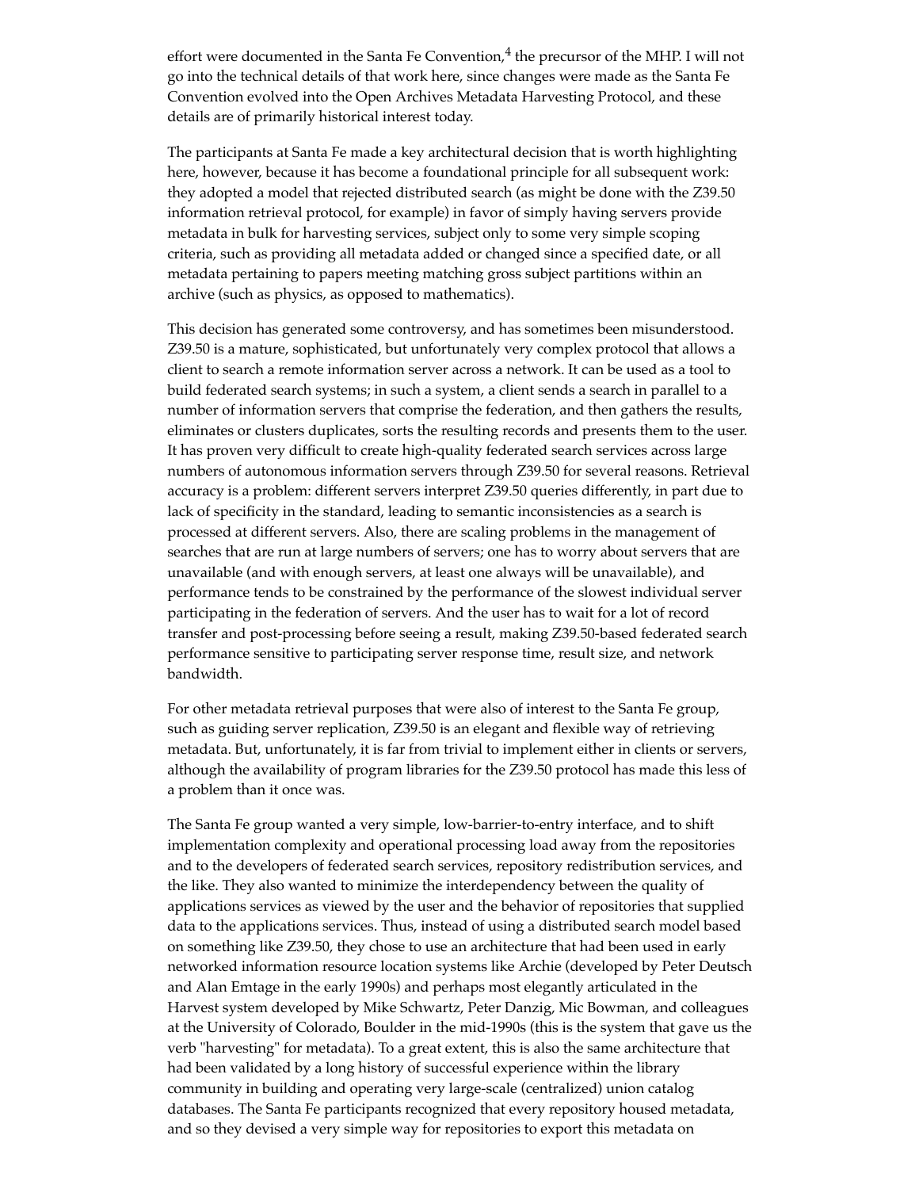effort were documented in the Santa Fe Convention,[4] the precursor of the MHP. I will not go into the technical details of that work here, since changes were made as the Santa Fe Convention evolved into the Open Archives Metadata Harvesting Protocol, and these details are of primarily historical interest today.

The participants at Santa Fe made a key architectural decision that is worth highlighting here, however, because it has become a foundational principle for all subsequent work: they adopted a model that rejected distributed search (as might be done with the Z39.50 information retrieval protocol, for example) in favor of simply having servers provide metadata in bulk for harvesting services, subject only to some very simple scoping criteria, such as providing all metadata added or changed since a specified date, or all metadata pertaining to papers meeting matching gross subject partitions within an archive (such as physics, as opposed to mathematics).

This decision has generated some controversy, and has sometimes been misunderstood. Z39.50 is a mature, sophisticated, but unfortunately very complex protocol that allows a client to search a remote information server across a network. It can be used as a tool to build federated search systems; in such a system, a client sends a search in parallel to a number of information servers that comprise the federation, and then gathers the results, eliminates or clusters duplicates, sorts the resulting records and presents them to the user. It has proven very difficult to create high-quality federated search services across large numbers of autonomous information servers through Z39.50 for several reasons. Retrieval accuracy is a problem: different servers interpret Z39.50 queries differently, in part due to lack of specificity in the standard, leading to semantic inconsistencies as a search is processed at different servers. Also, there are scaling problems in the management of searches that are run at large numbers of servers; one has to worry about servers that are unavailable (and with enough servers, at least one always will be unavailable), and performance tends to be constrained by the performance of the slowest individual server participating in the federation of servers. And the user has to wait for a lot of record transfer and post-processing before seeing a result, making Z39.50-based federated search performance sensitive to participating server response time, result size, and network bandwidth.

For other metadata retrieval purposes that were also of interest to the Santa Fe group, such as guiding server replication, Z39.50 is an elegant and flexible way of retrieving metadata. But, unfortunately, it is far from trivial to implement either in clients or servers, although the availability of program libraries for the Z39.50 protocol has made this less of a problem than it once was.

The Santa Fe group wanted a very simple, low-barrier-to-entry interface, and to shift implementation complexity and operational processing load away from the repositories and to the developers of federated search services, repository redistribution services, and the like. They also wanted to minimize the interdependency between the quality of applications services as viewed by the user and the behavior of repositories that supplied data to the applications services. Thus, instead of using a distributed search model based on something like Z39.50, they chose to use an architecture that had been used in early networked information resource location systems like Archie (developed by Peter Deutsch and Alan Emtage in the early 1990s) and perhaps most elegantly articulated in the Harvest system developed by Mike Schwartz, Peter Danzig, Mic Bowman, and colleagues at the University of Colorado, Boulder in the mid-1990s (this is the system that gave us the verb "harvesting" for metadata). To a great extent, this is also the same architecture that had been validated by a long history of successful experience within the library community in building and operating very large-scale (centralized) union catalog databases. The Santa Fe participants recognized that every repository housed metadata, and so they devised a very simple way for repositories to export this metadata on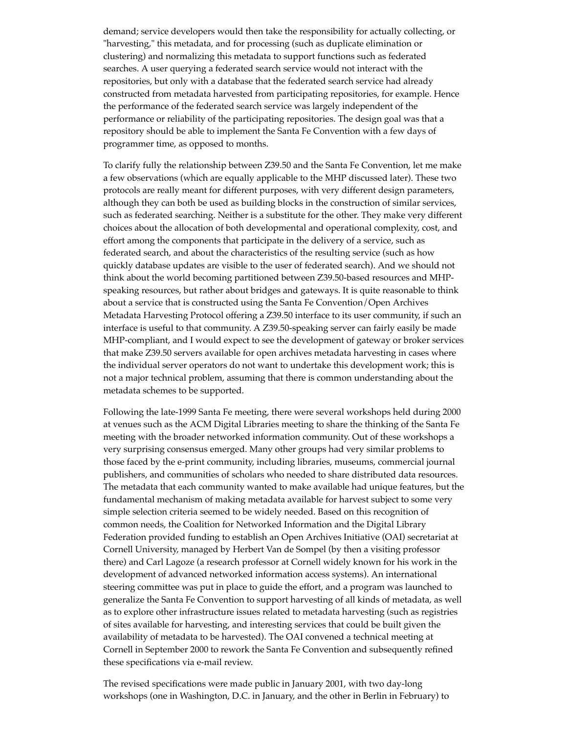demand; service developers would then take the responsibility for actually collecting, or "harvesting," this metadata, and for processing (such as duplicate elimination or clustering) and normalizing this metadata to support functions such as federated searches. A user querying a federated search service would not interact with the repositories, but only with a database that the federated search service had already constructed from metadata harvested from participating repositories, for example. Hence the performance of the federated search service was largely independent of the performance or reliability of the participating repositories. The design goal was that a repository should be able to implement the Santa Fe Convention with a few days of programmer time, as opposed to months.

To clarify fully the relationship between Z39.50 and the Santa Fe Convention, let me make a few observations (which are equally applicable to the MHP discussed later). These two protocols are really meant for different purposes, with very different design parameters, although they can both be used as building blocks in the construction of similar services, such as federated searching. Neither is a substitute for the other. They make very different choices about the allocation of both developmental and operational complexity, cost, and effort among the components that participate in the delivery of a service, such as federated search, and about the characteristics of the resulting service (such as how quickly database updates are visible to the user of federated search). And we should not think about the world becoming partitioned between Z39.50-based resources and MHP-speaking resources, but rather about bridges and gateways. It is quite reasonable to think about a service that is constructed using the Santa Fe Convention/Open Archives Metadata Harvesting Protocol offering a Z39.50 interface to its user community, if such an interface is useful to that community. A Z39.50-speaking server can fairly easily be made MHP-compliant, and I would expect to see the development of gateway or broker services that make Z39.50 servers available for open archives metadata harvesting in cases where the individual server operators do not want to undertake this development work; this is not a major technical problem, assuming that there is common understanding about the metadata schemes to be supported.

Following the late-1999 Santa Fe meeting, there were several workshops held during 2000 at venues such as the ACM Digital Libraries meeting to share the thinking of the Santa Fe meeting with the broader networked information community. Out of these workshops a very surprising consensus emerged. Many other groups had very similar problems to those faced by the e-print community, including libraries, museums, commercial journal publishers, and communities of scholars who needed to share distributed data resources. The metadata that each community wanted to make available had unique features, but the fundamental mechanism of making metadata available for harvest subject to some very simple selection criteria seemed to be widely needed. Based on this recognition of common needs, the Coalition for Networked Information and the Digital Library Federation provided funding to establish an Open Archives Initiative (OAI) secretariat at Cornell University, managed by Herbert Van de Sompel (by then a visiting professor there) and Carl Lagoze (a research professor at Cornell widely known for his work in the development of advanced networked information access systems). An international steering committee was put in place to guide the effort, and a program was launched to generalize the Santa Fe Convention to support harvesting of all kinds of metadata, as well as to explore other infrastructure issues related to metadata harvesting (such as registries of sites available for harvesting, and interesting services that could be built given the availability of metadata to be harvested). The OAI convened a technical meeting at Cornell in September 2000 to rework the Santa Fe Convention and subsequently refined these specifications via e-mail review.

The revised specifications were made public in January 2001, with two day-long workshops (one in Washington, D.C. in January, and the other in Berlin in February) to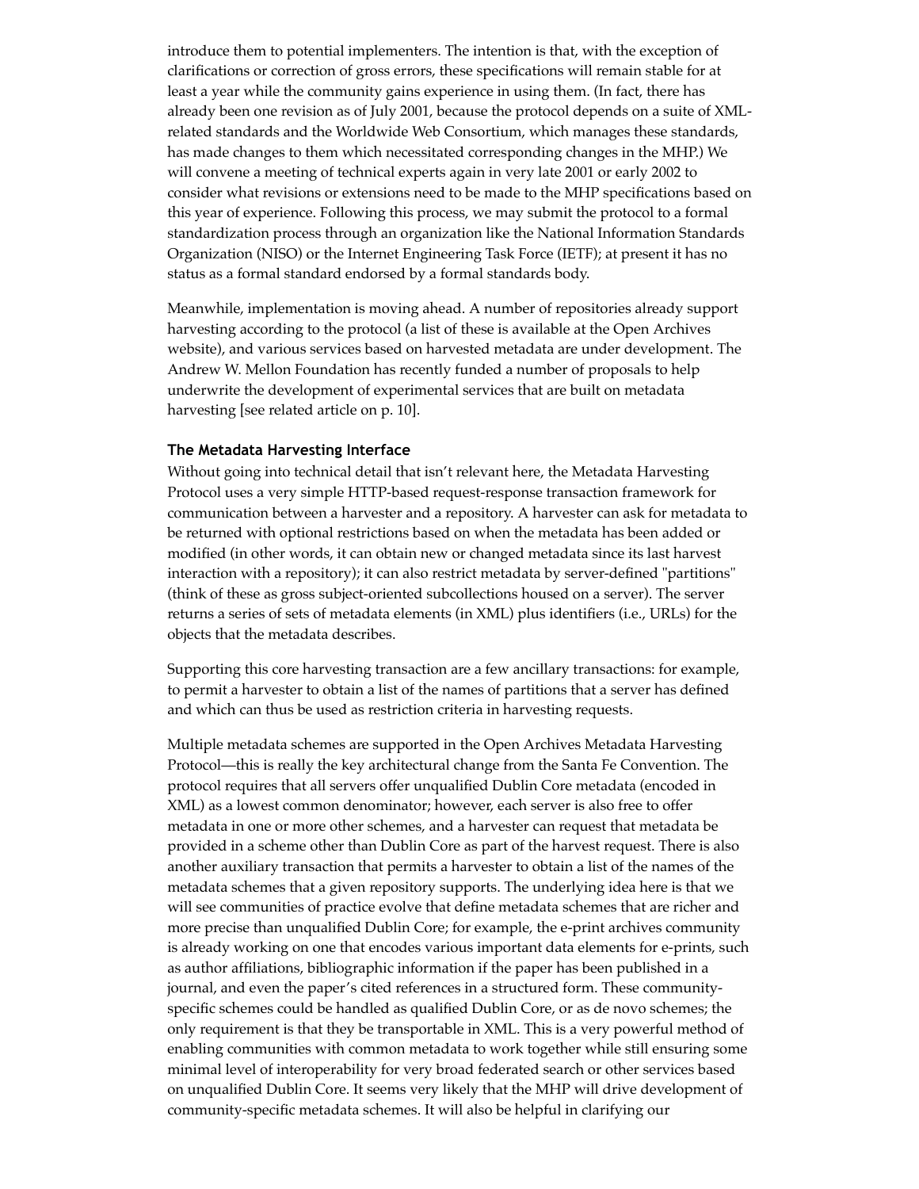introduce them to potential implementers. The intention is that, with the exception of clarifications or correction of gross errors, these specifications will remain stable for at least a year while the community gains experience in using them. (In fact, there has already been one revision as of July 2001, because the protocol depends on a suite of XML-related standards and the Worldwide Web Consortium, which manages these standards, has made changes to them which necessitated corresponding changes in the MHP.) We will convene a meeting of technical experts again in very late 2001 or early 2002 to consider what revisions or extensions need to be made to the MHP specifications based on this year of experience. Following this process, we may submit the protocol to a formal standardization process through an organization like the National Information Standards Organization (NISO) or the Internet Engineering Task Force (IETF); at present it has no status as a formal standard endorsed by a formal standards body.

Meanwhile, implementation is moving ahead. A number of repositories already support harvesting according to the protocol (a list of these is available at the Open Archives website), and various services based on harvested metadata are under development. The Andrew W. Mellon Foundation has recently funded a number of proposals to help underwrite the development of experimental services that are built on metadata harvesting [see related article on p. 10].

### The Metadata Harvesting Interface

Without going into technical detail that isn't relevant here, the Metadata Harvesting Protocol uses a very simple HTTP-based request-response transaction framework for communication between a harvester and a repository. A harvester can ask for metadata to be returned with optional restrictions based on when the metadata has been added or modified (in other words, it can obtain new or changed metadata since its last harvest interaction with a repository); it can also restrict metadata by server-defined "partitions" (think of these as gross subject-oriented subcollections housed on a server). The server returns a series of sets of metadata elements (in XML) plus identifiers (i.e., URLs) for the objects that the metadata describes.

Supporting this core harvesting transaction are a few ancillary transactions: for example, to permit a harvester to obtain a list of the names of partitions that a server has defined and which can thus be used as restriction criteria in harvesting requests.

Multiple metadata schemes are supported in the Open Archives Metadata Harvesting Protocol—this is really the key architectural change from the Santa Fe Convention. The protocol requires that all servers offer unqualified Dublin Core metadata (encoded in XML) as a lowest common denominator; however, each server is also free to offer metadata in one or more other schemes, and a harvester can request that metadata be provided in a scheme other than Dublin Core as part of the harvest request. There is also another auxiliary transaction that permits a harvester to obtain a list of the names of the metadata schemes that a given repository supports. The underlying idea here is that we will see communities of practice evolve that define metadata schemes that are richer and more precise than unqualified Dublin Core; for example, the e-print archives community is already working on one that encodes various important data elements for e-prints, such as author affiliations, bibliographic information if the paper has been published in a journal, and even the paper's cited references in a structured form. These community-specific schemes could be handled as qualified Dublin Core, or as de novo schemes; the only requirement is that they be transportable in XML. This is a very powerful method of enabling communities with common metadata to work together while still ensuring some minimal level of interoperability for very broad federated search or other services based on unqualified Dublin Core. It seems very likely that the MHP will drive development of community-specific metadata schemes. It will also be helpful in clarifying our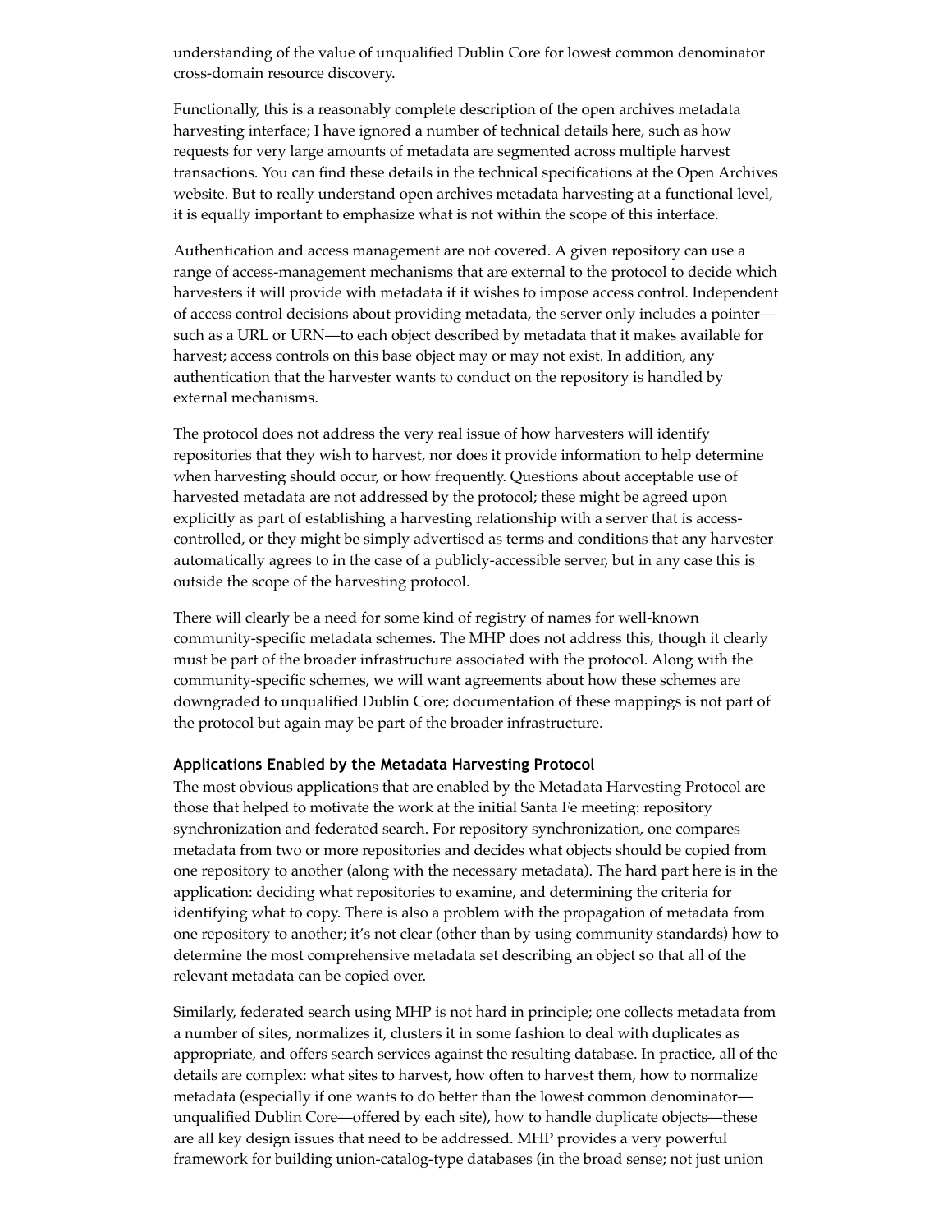understanding of the value of unqualified Dublin Core for lowest common denominator cross-domain resource discovery.

Functionally, this is a reasonably complete description of the open archives metadata harvesting interface; I have ignored a number of technical details here, such as how requests for very large amounts of metadata are segmented across multiple harvest transactions. You can find these details in the technical specifications at the Open Archives website. But to really understand open archives metadata harvesting at a functional level, it is equally important to emphasize what is not within the scope of this interface.

Authentication and access management are not covered. A given repository can use a range of access-management mechanisms that are external to the protocol to decide which harvesters it will provide with metadata if it wishes to impose access control. Independent of access control decisions about providing metadata, the server only includes a pointer—such as a URL or URN—to each object described by metadata that it makes available for harvest; access controls on this base object may or may not exist. In addition, any authentication that the harvester wants to conduct on the repository is handled by external mechanisms.

The protocol does not address the very real issue of how harvesters will identify repositories that they wish to harvest, nor does it provide information to help determine when harvesting should occur, or how frequently. Questions about acceptable use of harvested metadata are not addressed by the protocol; these might be agreed upon explicitly as part of establishing a harvesting relationship with a server that is access-controlled, or they might be simply advertised as terms and conditions that any harvester automatically agrees to in the case of a publicly-accessible server, but in any case this is outside the scope of the harvesting protocol.

There will clearly be a need for some kind of registry of names for well-known community-specific metadata schemes. The MHP does not address this, though it clearly must be part of the broader infrastructure associated with the protocol. Along with the community-specific schemes, we will want agreements about how these schemes are downgraded to unqualified Dublin Core; documentation of these mappings is not part of the protocol but again may be part of the broader infrastructure.

**Applications Enabled by the Metadata Harvesting Protocol**

The most obvious applications that are enabled by the Metadata Harvesting Protocol are those that helped to motivate the work at the initial Santa Fe meeting: repository synchronization and federated search. For repository synchronization, one compares metadata from two or more repositories and decides what objects should be copied from one repository to another (along with the necessary metadata). The hard part here is in the application: deciding what repositories to examine, and determining the criteria for identifying what to copy. There is also a problem with the propagation of metadata from one repository to another; it's not clear (other than by using community standards) how to determine the most comprehensive metadata set describing an object so that all of the relevant metadata can be copied over.

Similarly, federated search using MHP is not hard in principle; one collects metadata from a number of sites, normalizes it, clusters it in some fashion to deal with duplicates as appropriate, and offers search services against the resulting database. In practice, all of the details are complex: what sites to harvest, how often to harvest them, how to normalize metadata (especially if one wants to do better than the lowest common denominator—unqualified Dublin Core—offered by each site), how to handle duplicate objects—these are all key design issues that need to be addressed. MHP provides a very powerful framework for building union-catalog-type databases (in the broad sense; not just union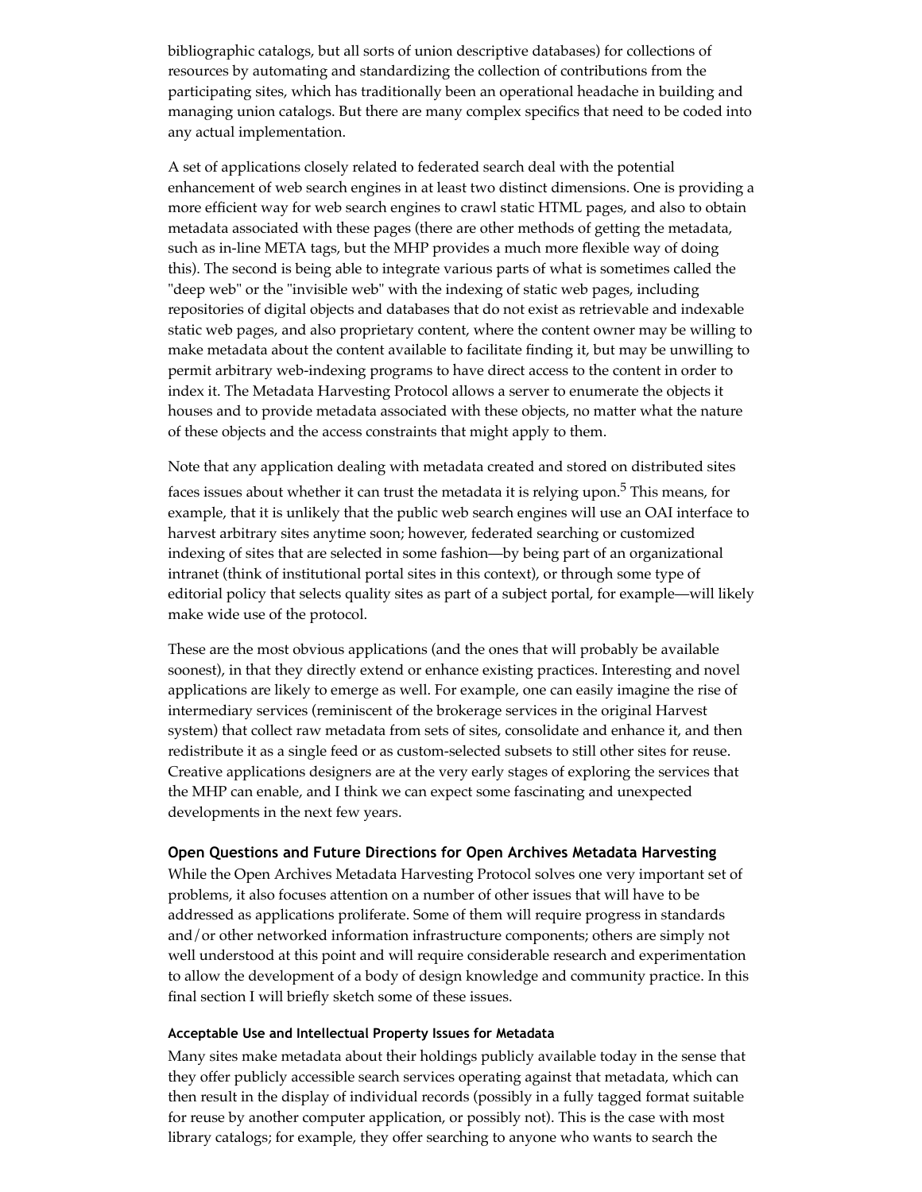bibliographic catalogs, but all sorts of union descriptive databases) for collections of resources by automating and standardizing the collection of contributions from the participating sites, which has traditionally been an operational headache in building and managing union catalogs. But there are many complex specifics that need to be coded into any actual implementation.

A set of applications closely related to federated search deal with the potential enhancement of web search engines in at least two distinct dimensions. One is providing a more efficient way for web search engines to crawl static HTML pages, and also to obtain metadata associated with these pages (there are other methods of getting the metadata, such as in-line META tags, but the MHP provides a much more flexible way of doing this). The second is being able to integrate various parts of what is sometimes called the "deep web" or the "invisible web" with the indexing of static web pages, including repositories of digital objects and databases that do not exist as retrievable and indexable static web pages, and also proprietary content, where the content owner may be willing to make metadata about the content available to facilitate finding it, but may be unwilling to permit arbitrary web-indexing programs to have direct access to the content in order to index it. The Metadata Harvesting Protocol allows a server to enumerate the objects it houses and to provide metadata associated with these objects, no matter what the nature of these objects and the access constraints that might apply to them.

Note that any application dealing with metadata created and stored on distributed sites faces issues about whether it can trust the metadata it is relying upon.[5] This means, for example, that it is unlikely that the public web search engines will use an OAI interface to harvest arbitrary sites anytime soon; however, federated searching or customized indexing of sites that are selected in some fashion—by being part of an organizational intranet (think of institutional portal sites in this context), or through some type of editorial policy that selects quality sites as part of a subject portal, for example—will likely make wide use of the protocol.

These are the most obvious applications (and the ones that will probably be available soonest), in that they directly extend or enhance existing practices. Interesting and novel applications are likely to emerge as well. For example, one can easily imagine the rise of intermediary services (reminiscent of the brokerage services in the original Harvest system) that collect raw metadata from sets of sites, consolidate and enhance it, and then redistribute it as a single feed or as custom-selected subsets to still other sites for reuse. Creative applications designers are at the very early stages of exploring the services that the MHP can enable, and I think we can expect some fascinating and unexpected developments in the next few years.

### Open Questions and Future Directions for Open Archives Metadata Harvesting

While the Open Archives Metadata Harvesting Protocol solves one very important set of problems, it also focuses attention on a number of other issues that will have to be addressed as applications proliferate. Some of them will require progress in standards and/or other networked information infrastructure components; others are simply not well understood at this point and will require considerable research and experimentation to allow the development of a body of design knowledge and community practice. In this final section I will briefly sketch some of these issues.

#### Acceptable Use and Intellectual Property Issues for Metadata

Many sites make metadata about their holdings publicly available today in the sense that they offer publicly accessible search services operating against that metadata, which can then result in the display of individual records (possibly in a fully tagged format suitable for reuse by another computer application, or possibly not). This is the case with most library catalogs; for example, they offer searching to anyone who wants to search the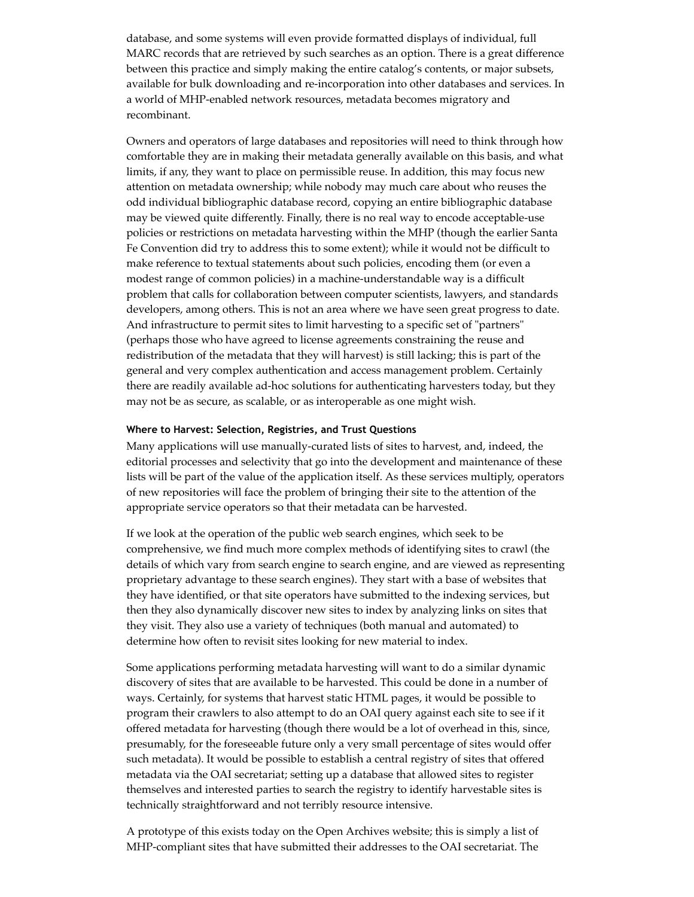database, and some systems will even provide formatted displays of individual, full MARC records that are retrieved by such searches as an option. There is a great difference between this practice and simply making the entire catalog's contents, or major subsets, available for bulk downloading and re-incorporation into other databases and services. In a world of MHP-enabled network resources, metadata becomes migratory and recombinant.

Owners and operators of large databases and repositories will need to think through how comfortable they are in making their metadata generally available on this basis, and what limits, if any, they want to place on permissible reuse. In addition, this may focus new attention on metadata ownership; while nobody may much care about who reuses the odd individual bibliographic database record, copying an entire bibliographic database may be viewed quite differently. Finally, there is no real way to encode acceptable-use policies or restrictions on metadata harvesting within the MHP (though the earlier Santa Fe Convention did try to address this to some extent); while it would not be difficult to make reference to textual statements about such policies, encoding them (or even a modest range of common policies) in a machine-understandable way is a difficult problem that calls for collaboration between computer scientists, lawyers, and standards developers, among others. This is not an area where we have seen great progress to date. And infrastructure to permit sites to limit harvesting to a specific set of "partners" (perhaps those who have agreed to license agreements constraining the reuse and redistribution of the metadata that they will harvest) is still lacking; this is part of the general and very complex authentication and access management problem. Certainly there are readily available ad-hoc solutions for authenticating harvesters today, but they may not be as secure, as scalable, or as interoperable as one might wish.

#### Where to Harvest: Selection, Registries, and Trust Questions

Many applications will use manually-curated lists of sites to harvest, and, indeed, the editorial processes and selectivity that go into the development and maintenance of these lists will be part of the value of the application itself. As these services multiply, operators of new repositories will face the problem of bringing their site to the attention of the appropriate service operators so that their metadata can be harvested.

If we look at the operation of the public web search engines, which seek to be comprehensive, we find much more complex methods of identifying sites to crawl (the details of which vary from search engine to search engine, and are viewed as representing proprietary advantage to these search engines). They start with a base of websites that they have identified, or that site operators have submitted to the indexing services, but then they also dynamically discover new sites to index by analyzing links on sites that they visit. They also use a variety of techniques (both manual and automated) to determine how often to revisit sites looking for new material to index.

Some applications performing metadata harvesting will want to do a similar dynamic discovery of sites that are available to be harvested. This could be done in a number of ways. Certainly, for systems that harvest static HTML pages, it would be possible to program their crawlers to also attempt to do an OAI query against each site to see if it offered metadata for harvesting (though there would be a lot of overhead in this, since, presumably, for the foreseeable future only a very small percentage of sites would offer such metadata). It would be possible to establish a central registry of sites that offered metadata via the OAI secretariat; setting up a database that allowed sites to register themselves and interested parties to search the registry to identify harvestable sites is technically straightforward and not terribly resource intensive.

A prototype of this exists today on the Open Archives website; this is simply a list of MHP-compliant sites that have submitted their addresses to the OAI secretariat. The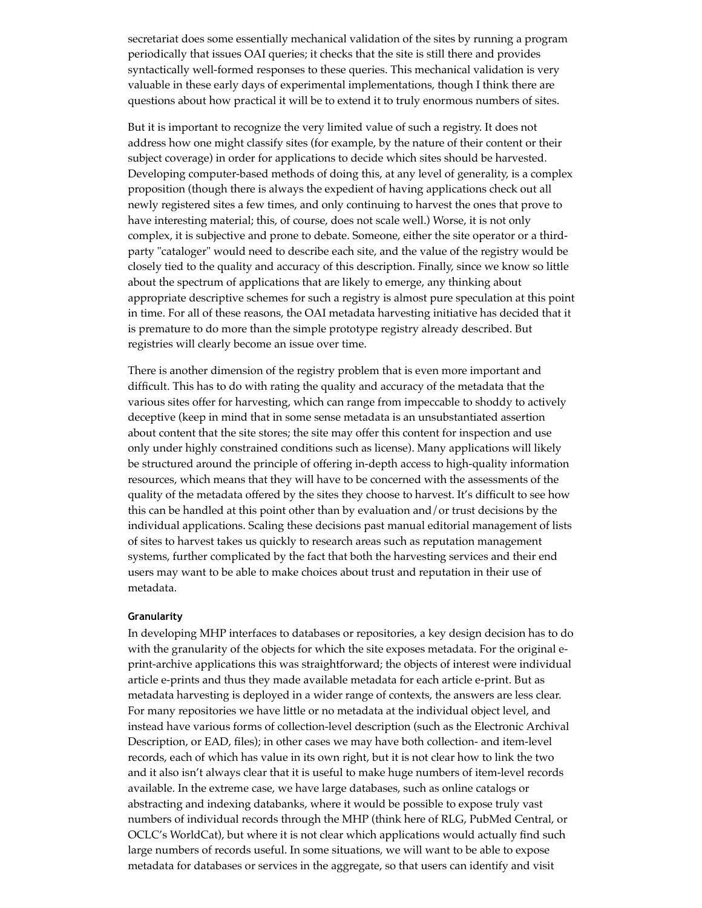secretariat does some essentially mechanical validation of the sites by running a program periodically that issues OAI queries; it checks that the site is still there and provides syntactically well-formed responses to these queries. This mechanical validation is very valuable in these early days of experimental implementations, though I think there are questions about how practical it will be to extend it to truly enormous numbers of sites.

But it is important to recognize the very limited value of such a registry. It does not address how one might classify sites (for example, by the nature of their content or their subject coverage) in order for applications to decide which sites should be harvested. Developing computer-based methods of doing this, at any level of generality, is a complex proposition (though there is always the expedient of having applications check out all newly registered sites a few times, and only continuing to harvest the ones that prove to have interesting material; this, of course, does not scale well.) Worse, it is not only complex, it is subjective and prone to debate. Someone, either the site operator or a third-party "cataloger" would need to describe each site, and the value of the registry would be closely tied to the quality and accuracy of this description. Finally, since we know so little about the spectrum of applications that are likely to emerge, any thinking about appropriate descriptive schemes for such a registry is almost pure speculation at this point in time. For all of these reasons, the OAI metadata harvesting initiative has decided that it is premature to do more than the simple prototype registry already described. But registries will clearly become an issue over time.

There is another dimension of the registry problem that is even more important and difficult. This has to do with rating the quality and accuracy of the metadata that the various sites offer for harvesting, which can range from impeccable to shoddy to actively deceptive (keep in mind that in some sense metadata is an unsubstantiated assertion about content that the site stores; the site may offer this content for inspection and use only under highly constrained conditions such as license). Many applications will likely be structured around the principle of offering in-depth access to high-quality information resources, which means that they will have to be concerned with the assessments of the quality of the metadata offered by the sites they choose to harvest. It's difficult to see how this can be handled at this point other than by evaluation and/or trust decisions by the individual applications. Scaling these decisions past manual editorial management of lists of sites to harvest takes us quickly to research areas such as reputation management systems, further complicated by the fact that both the harvesting services and their end users may want to be able to make choices about trust and reputation in their use of metadata.

#### Granularity

In developing MHP interfaces to databases or repositories, a key design decision has to do with the granularity of the objects for which the site exposes metadata. For the original e-print-archive applications this was straightforward; the objects of interest were individual article e-prints and thus they made available metadata for each article e-print. But as metadata harvesting is deployed in a wider range of contexts, the answers are less clear. For many repositories we have little or no metadata at the individual object level, and instead have various forms of collection-level description (such as the Electronic Archival Description, or EAD, files); in other cases we may have both collection- and item-level records, each of which has value in its own right, but it is not clear how to link the two and it also isn't always clear that it is useful to make huge numbers of item-level records available. In the extreme case, we have large databases, such as online catalogs or abstracting and indexing databanks, where it would be possible to expose truly vast numbers of individual records through the MHP (think here of RLG, PubMed Central, or OCLC's WorldCat), but where it is not clear which applications would actually find such large numbers of records useful. In some situations, we will want to be able to expose metadata for databases or services in the aggregate, so that users can identify and visit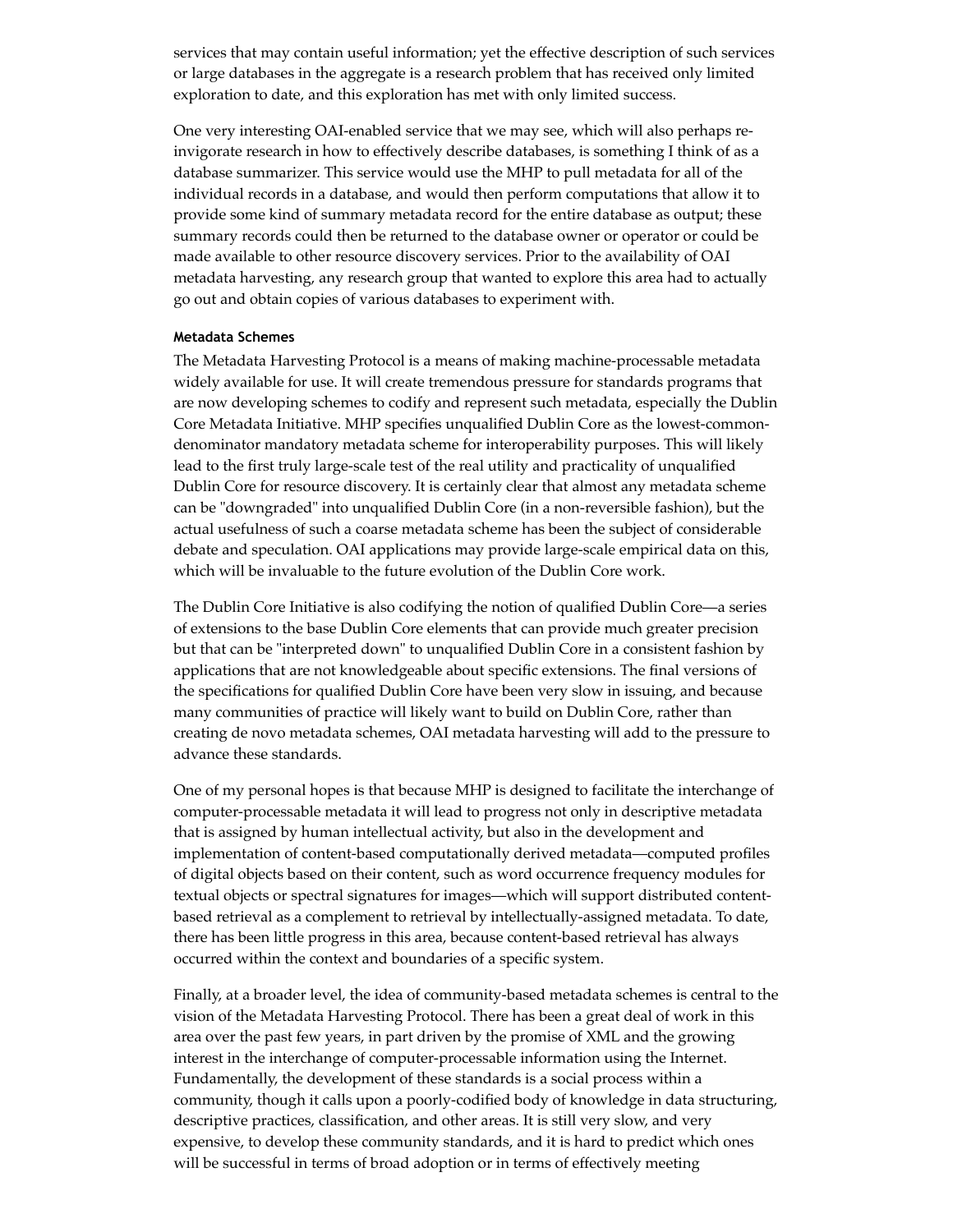services that may contain useful information; yet the effective description of such services or large databases in the aggregate is a research problem that has received only limited exploration to date, and this exploration has met with only limited success.

One very interesting OAI-enabled service that we may see, which will also perhaps re-invigorate research in how to effectively describe databases, is something I think of as a database summarizer. This service would use the MHP to pull metadata for all of the individual records in a database, and would then perform computations that allow it to provide some kind of summary metadata record for the entire database as output; these summary records could then be returned to the database owner or operator or could be made available to other resource discovery services. Prior to the availability of OAI metadata harvesting, any research group that wanted to explore this area had to actually go out and obtain copies of various databases to experiment with.

#### Metadata Schemes

The Metadata Harvesting Protocol is a means of making machine-processable metadata widely available for use. It will create tremendous pressure for standards programs that are now developing schemes to codify and represent such metadata, especially the Dublin Core Metadata Initiative. MHP specifies unqualified Dublin Core as the lowest-common-denominator mandatory metadata scheme for interoperability purposes. This will likely lead to the first truly large-scale test of the real utility and practicality of unqualified Dublin Core for resource discovery. It is certainly clear that almost any metadata scheme can be "downgraded" into unqualified Dublin Core (in a non-reversible fashion), but the actual usefulness of such a coarse metadata scheme has been the subject of considerable debate and speculation. OAI applications may provide large-scale empirical data on this, which will be invaluable to the future evolution of the Dublin Core work.

The Dublin Core Initiative is also codifying the notion of qualified Dublin Core—a series of extensions to the base Dublin Core elements that can provide much greater precision but that can be "interpreted down" to unqualified Dublin Core in a consistent fashion by applications that are not knowledgeable about specific extensions. The final versions of the specifications for qualified Dublin Core have been very slow in issuing, and because many communities of practice will likely want to build on Dublin Core, rather than creating de novo metadata schemes, OAI metadata harvesting will add to the pressure to advance these standards.

One of my personal hopes is that because MHP is designed to facilitate the interchange of computer-processable metadata it will lead to progress not only in descriptive metadata that is assigned by human intellectual activity, but also in the development and implementation of content-based computationally derived metadata—computed profiles of digital objects based on their content, such as word occurrence frequency modules for textual objects or spectral signatures for images—which will support distributed content-based retrieval as a complement to retrieval by intellectually-assigned metadata. To date, there has been little progress in this area, because content-based retrieval has always occurred within the context and boundaries of a specific system.

Finally, at a broader level, the idea of community-based metadata schemes is central to the vision of the Metadata Harvesting Protocol. There has been a great deal of work in this area over the past few years, in part driven by the promise of XML and the growing interest in the interchange of computer-processable information using the Internet. Fundamentally, the development of these standards is a social process within a community, though it calls upon a poorly-codified body of knowledge in data structuring, descriptive practices, classification, and other areas. It is still very slow, and very expensive, to develop these community standards, and it is hard to predict which ones will be successful in terms of broad adoption or in terms of effectively meeting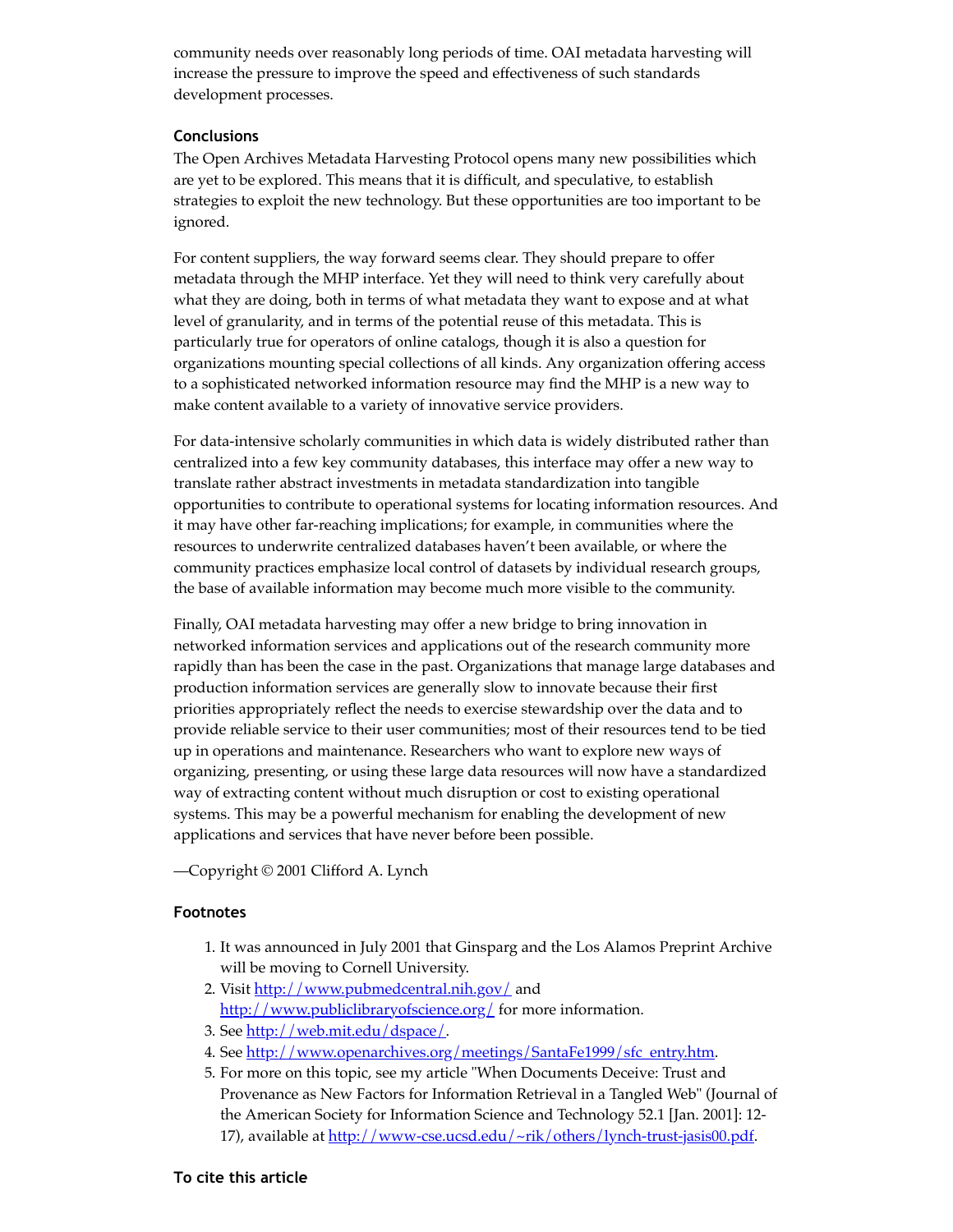community needs over reasonably long periods of time. OAI metadata harvesting will increase the pressure to improve the speed and effectiveness of such standards development processes.

### Conclusions

The Open Archives Metadata Harvesting Protocol opens many new possibilities which are yet to be explored. This means that it is difficult, and speculative, to establish strategies to exploit the new technology. But these opportunities are too important to be ignored.

For content suppliers, the way forward seems clear. They should prepare to offer metadata through the MHP interface. Yet they will need to think very carefully about what they are doing, both in terms of what metadata they want to expose and at what level of granularity, and in terms of the potential reuse of this metadata. This is particularly true for operators of online catalogs, though it is also a question for organizations mounting special collections of all kinds. Any organization offering access to a sophisticated networked information resource may find the MHP is a new way to make content available to a variety of innovative service providers.

For data-intensive scholarly communities in which data is widely distributed rather than centralized into a few key community databases, this interface may offer a new way to translate rather abstract investments in metadata standardization into tangible opportunities to contribute to operational systems for locating information resources. And it may have other far-reaching implications; for example, in communities where the resources to underwrite centralized databases haven't been available, or where the community practices emphasize local control of datasets by individual research groups, the base of available information may become much more visible to the community.

Finally, OAI metadata harvesting may offer a new bridge to bring innovation in networked information services and applications out of the research community more rapidly than has been the case in the past. Organizations that manage large databases and production information services are generally slow to innovate because their first priorities appropriately reflect the needs to exercise stewardship over the data and to provide reliable service to their user communities; most of their resources tend to be tied up in operations and maintenance. Researchers who want to explore new ways of organizing, presenting, or using these large data resources will now have a standardized way of extracting content without much disruption or cost to existing operational systems. This may be a powerful mechanism for enabling the development of new applications and services that have never before been possible.

—Copyright © 2001 Clifford A. Lynch

### Footnotes

1. It was announced in July 2001 that Ginsparg and the Los Alamos Preprint Archive will be moving to Cornell University.
2. Visit http://www.pubmedcentral.nih.gov/ and http://www.publiclibraryofscience.org/ for more information.
3. See http://web.mit.edu/dspace/.
4. See http://www.openarchives.org/meetings/SantaFe1999/sfc_entry.htm.
5. For more on this topic, see my article "When Documents Deceive: Trust and Provenance as New Factors for Information Retrieval in a Tangled Web" (Journal of the American Society for Information Science and Technology 52.1 [Jan. 2001]: 12-17), available at http://www-cse.ucsd.edu/~rik/others/lynch-trust-jasis00.pdf.

### To cite this article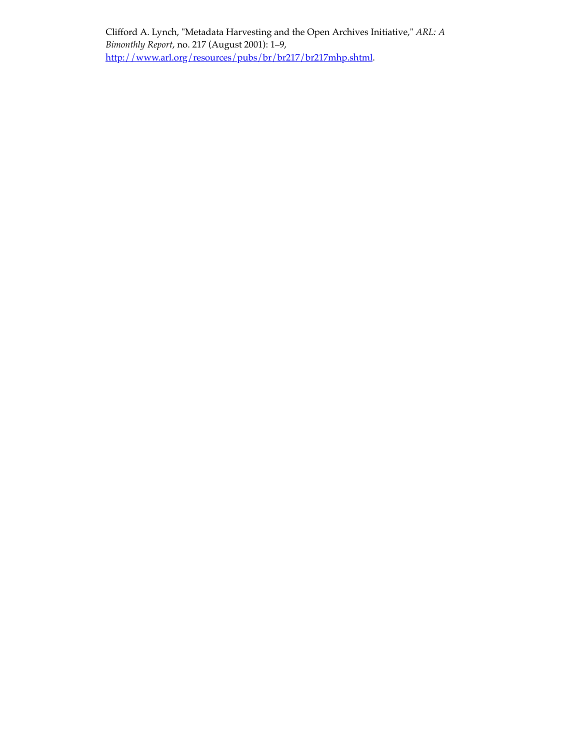Clifford A. Lynch, "Metadata Harvesting and the Open Archives Initiative," *ARL: A Bimonthly Report*, no. 217 (August 2001): 1–9, [http://www.arl.org/resources/pubs/br/br217/br217mhp.shtml](http://www.arl.org/resources/pubs/br/br217/br217mhp.shtml).